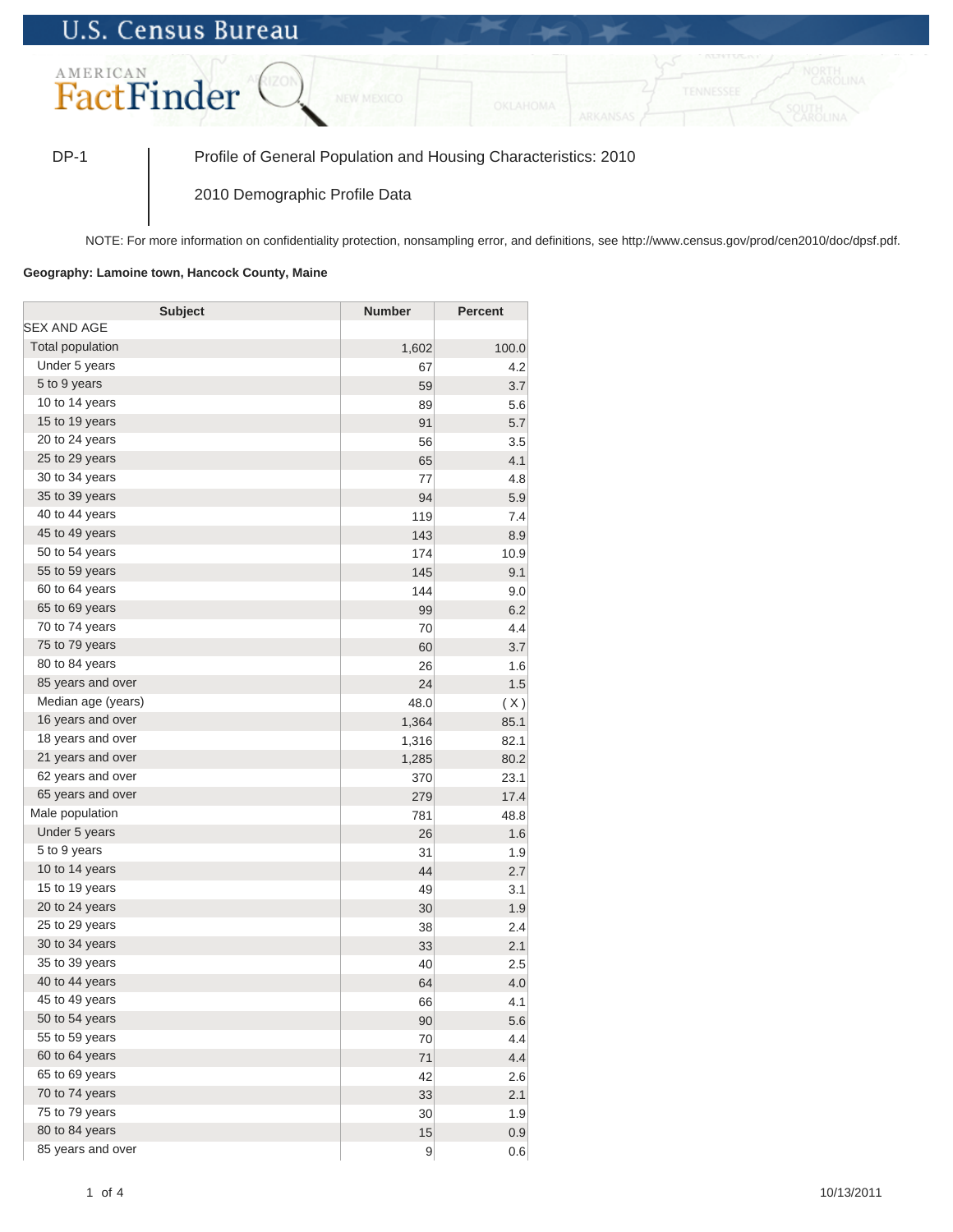U.S. Census Bureau

AMERICAN FactFinder

DP-1 | Profile of General Population and Housing Characteristics: 2010

2010 Demographic Profile Data

NOTE: For more information on confidentiality protection, nonsampling error, and definitions, see http://www.census.gov/prod/cen2010/doc/dpsf.pdf.

**Geography: Lamoine town, Hancock County, Maine**

| Subject | Number | Percent |
|---|---|---|
| SEX AND AGE | | |
| Total population | 1,602 | 100.0 |
| Under 5 years | 67 | 4.2 |
| 5 to 9 years | 59 | 3.7 |
| 10 to 14 years | 89 | 5.6 |
| 15 to 19 years | 91 | 5.7 |
| 20 to 24 years | 56 | 3.5 |
| 25 to 29 years | 65 | 4.1 |
| 30 to 34 years | 77 | 4.8 |
| 35 to 39 years | 94 | 5.9 |
| 40 to 44 years | 119 | 7.4 |
| 45 to 49 years | 143 | 8.9 |
| 50 to 54 years | 174 | 10.9 |
| 55 to 59 years | 145 | 9.1 |
| 60 to 64 years | 144 | 9.0 |
| 65 to 69 years | 99 | 6.2 |
| 70 to 74 years | 70 | 4.4 |
| 75 to 79 years | 60 | 3.7 |
| 80 to 84 years | 26 | 1.6 |
| 85 years and over | 24 | 1.5 |
| Median age (years) | 48.0 | ( X ) |
| 16 years and over | 1,364 | 85.1 |
| 18 years and over | 1,316 | 82.1 |
| 21 years and over | 1,285 | 80.2 |
| 62 years and over | 370 | 23.1 |
| 65 years and over | 279 | 17.4 |
| Male population | 781 | 48.8 |
| Under 5 years | 26 | 1.6 |
| 5 to 9 years | 31 | 1.9 |
| 10 to 14 years | 44 | 2.7 |
| 15 to 19 years | 49 | 3.1 |
| 20 to 24 years | 30 | 1.9 |
| 25 to 29 years | 38 | 2.4 |
| 30 to 34 years | 33 | 2.1 |
| 35 to 39 years | 40 | 2.5 |
| 40 to 44 years | 64 | 4.0 |
| 45 to 49 years | 66 | 4.1 |
| 50 to 54 years | 90 | 5.6 |
| 55 to 59 years | 70 | 4.4 |
| 60 to 64 years | 71 | 4.4 |
| 65 to 69 years | 42 | 2.6 |
| 70 to 74 years | 33 | 2.1 |
| 75 to 79 years | 30 | 1.9 |
| 80 to 84 years | 15 | 0.9 |
| 85 years and over | 9 | 0.6 |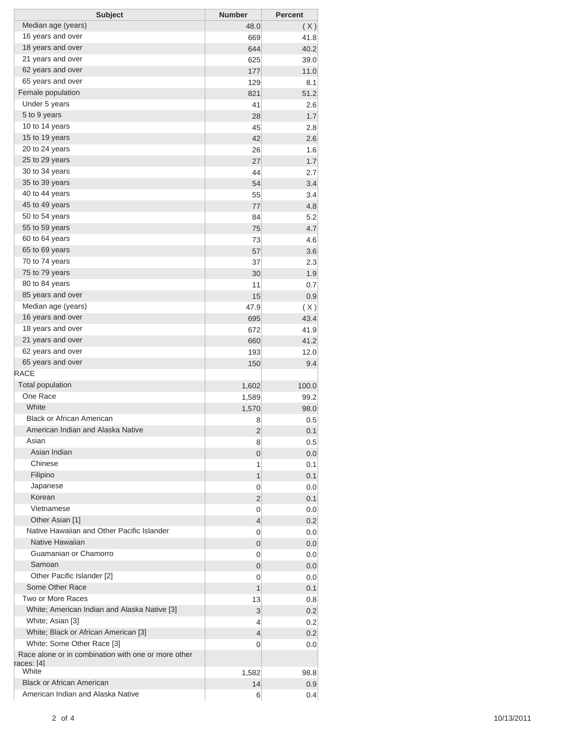| Subject | Number | Percent |
|---|---|---|
| Median age (years) | 48.0 | ( X ) |
| 16 years and over | 669 | 41.8 |
| 18 years and over | 644 | 40.2 |
| 21 years and over | 625 | 39.0 |
| 62 years and over | 177 | 11.0 |
| 65 years and over | 129 | 8.1 |
| Female population | 821 | 51.2 |
| Under 5 years | 41 | 2.6 |
| 5 to 9 years | 28 | 1.7 |
| 10 to 14 years | 45 | 2.8 |
| 15 to 19 years | 42 | 2.6 |
| 20 to 24 years | 26 | 1.6 |
| 25 to 29 years | 27 | 1.7 |
| 30 to 34 years | 44 | 2.7 |
| 35 to 39 years | 54 | 3.4 |
| 40 to 44 years | 55 | 3.4 |
| 45 to 49 years | 77 | 4.8 |
| 50 to 54 years | 84 | 5.2 |
| 55 to 59 years | 75 | 4.7 |
| 60 to 64 years | 73 | 4.6 |
| 65 to 69 years | 57 | 3.6 |
| 70 to 74 years | 37 | 2.3 |
| 75 to 79 years | 30 | 1.9 |
| 80 to 84 years | 11 | 0.7 |
| 85 years and over | 15 | 0.9 |
| Median age (years) | 47.9 | ( X ) |
| 16 years and over | 695 | 43.4 |
| 18 years and over | 672 | 41.9 |
| 21 years and over | 660 | 41.2 |
| 62 years and over | 193 | 12.0 |
| 65 years and over | 150 | 9.4 |
| RACE | | |
| Total population | 1,602 | 100.0 |
| One Race | 1,589 | 99.2 |
| White | 1,570 | 98.0 |
| Black or African American | 8 | 0.5 |
| American Indian and Alaska Native | 2 | 0.1 |
| Asian | 8 | 0.5 |
| Asian Indian | 0 | 0.0 |
| Chinese | 1 | 0.1 |
| Filipino | 1 | 0.1 |
| Japanese | 0 | 0.0 |
| Korean | 2 | 0.1 |
| Vietnamese | 0 | 0.0 |
| Other Asian [1] | 4 | 0.2 |
| Native Hawaiian and Other Pacific Islander | 0 | 0.0 |
| Native Hawaiian | 0 | 0.0 |
| Guamanian or Chamorro | 0 | 0.0 |
| Samoan | 0 | 0.0 |
| Other Pacific Islander [2] | 0 | 0.0 |
| Some Other Race | 1 | 0.1 |
| Two or More Races | 13 | 0.8 |
| White; American Indian and Alaska Native [3] | 3 | 0.2 |
| White; Asian [3] | 4 | 0.2 |
| White; Black or African American [3] | 4 | 0.2 |
| White; Some Other Race [3] | 0 | 0.0 |
| Race alone or in combination with one or more other races: [4] | | |
| White | 1,582 | 98.8 |
| Black or African American | 14 | 0.9 |
| American Indian and Alaska Native | 6 | 0.4 |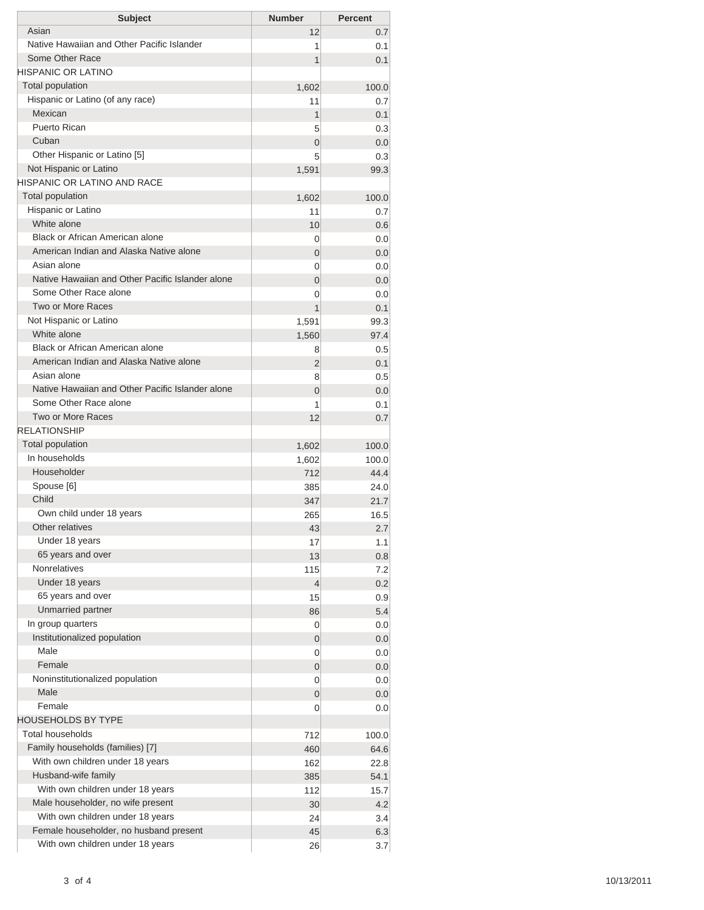| Subject | Number | Percent |
|---|---|---|
| Asian | 12 | 0.7 |
| Native Hawaiian and Other Pacific Islander | 1 | 0.1 |
| Some Other Race | 1 | 0.1 |
| HISPANIC OR LATINO | | |
| Total population | 1,602 | 100.0 |
| Hispanic or Latino (of any race) | 11 | 0.7 |
| Mexican | 1 | 0.1 |
| Puerto Rican | 5 | 0.3 |
| Cuban | 0 | 0.0 |
| Other Hispanic or Latino [5] | 5 | 0.3 |
| Not Hispanic or Latino | 1,591 | 99.3 |
| HISPANIC OR LATINO AND RACE | | |
| Total population | 1,602 | 100.0 |
| Hispanic or Latino | 11 | 0.7 |
| White alone | 10 | 0.6 |
| Black or African American alone | 0 | 0.0 |
| American Indian and Alaska Native alone | 0 | 0.0 |
| Asian alone | 0 | 0.0 |
| Native Hawaiian and Other Pacific Islander alone | 0 | 0.0 |
| Some Other Race alone | 0 | 0.0 |
| Two or More Races | 1 | 0.1 |
| Not Hispanic or Latino | 1,591 | 99.3 |
| White alone | 1,560 | 97.4 |
| Black or African American alone | 8 | 0.5 |
| American Indian and Alaska Native alone | 2 | 0.1 |
| Asian alone | 8 | 0.5 |
| Native Hawaiian and Other Pacific Islander alone | 0 | 0.0 |
| Some Other Race alone | 1 | 0.1 |
| Two or More Races | 12 | 0.7 |
| RELATIONSHIP | | |
| Total population | 1,602 | 100.0 |
| In households | 1,602 | 100.0 |
| Householder | 712 | 44.4 |
| Spouse [6] | 385 | 24.0 |
| Child | 347 | 21.7 |
| Own child under 18 years | 265 | 16.5 |
| Other relatives | 43 | 2.7 |
| Under 18 years | 17 | 1.1 |
| 65 years and over | 13 | 0.8 |
| Nonrelatives | 115 | 7.2 |
| Under 18 years | 4 | 0.2 |
| 65 years and over | 15 | 0.9 |
| Unmarried partner | 86 | 5.4 |
| In group quarters | 0 | 0.0 |
| Institutionalized population | 0 | 0.0 |
| Male | 0 | 0.0 |
| Female | 0 | 0.0 |
| Noninstitutionalized population | 0 | 0.0 |
| Male | 0 | 0.0 |
| Female | 0 | 0.0 |
| HOUSEHOLDS BY TYPE | | |
| Total households | 712 | 100.0 |
| Family households (families) [7] | 460 | 64.6 |
| With own children under 18 years | 162 | 22.8 |
| Husband-wife family | 385 | 54.1 |
| With own children under 18 years | 112 | 15.7 |
| Male householder, no wife present | 30 | 4.2 |
| With own children under 18 years | 24 | 3.4 |
| Female householder, no husband present | 45 | 6.3 |
| With own children under 18 years | 26 | 3.7 |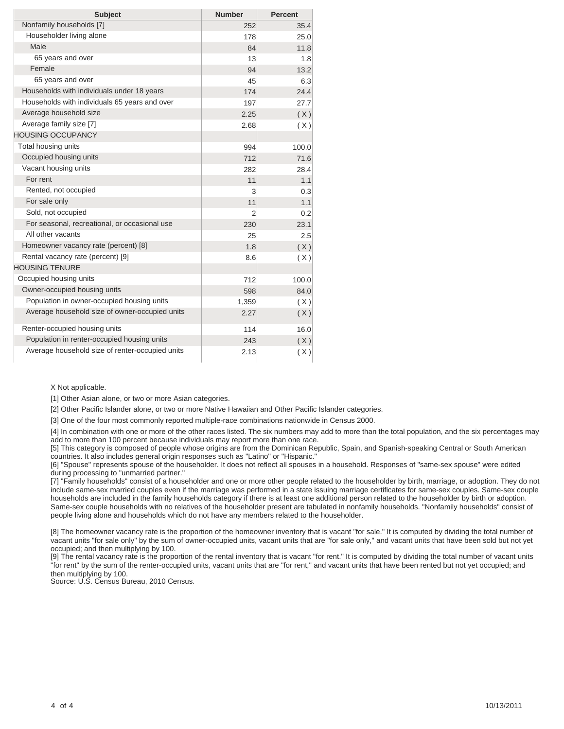| Subject | Number | Percent |
|---|---|---|
| Nonfamily households [7] | 252 | 35.4 |
| Householder living alone | 178 | 25.0 |
| Male | 84 | 11.8 |
| 65 years and over | 13 | 1.8 |
| Female | 94 | 13.2 |
| 65 years and over | 45 | 6.3 |
| Households with individuals under 18 years | 174 | 24.4 |
| Households with individuals 65 years and over | 197 | 27.7 |
| Average household size | 2.25 | ( X ) |
| Average family size [7] | 2.68 | ( X ) |
| HOUSING OCCUPANCY | | |
| Total housing units | 994 | 100.0 |
| Occupied housing units | 712 | 71.6 |
| Vacant housing units | 282 | 28.4 |
| For rent | 11 | 1.1 |
| Rented, not occupied | 3 | 0.3 |
| For sale only | 11 | 1.1 |
| Sold, not occupied | 2 | 0.2 |
| For seasonal, recreational, or occasional use | 230 | 23.1 |
| All other vacants | 25 | 2.5 |
| Homeowner vacancy rate (percent) [8] | 1.8 | ( X ) |
| Rental vacancy rate (percent) [9] | 8.6 | ( X ) |
| HOUSING TENURE | | |
| Occupied housing units | 712 | 100.0 |
| Owner-occupied housing units | 598 | 84.0 |
| Population in owner-occupied housing units | 1,359 | ( X ) |
| Average household size of owner-occupied units | 2.27 | ( X ) |
| Renter-occupied housing units | 114 | 16.0 |
| Population in renter-occupied housing units | 243 | ( X ) |
| Average household size of renter-occupied units | 2.13 | ( X ) |

X Not applicable.

[1] Other Asian alone, or two or more Asian categories.

[2] Other Pacific Islander alone, or two or more Native Hawaiian and Other Pacific Islander categories.

[3] One of the four most commonly reported multiple-race combinations nationwide in Census 2000.

[4] In combination with one or more of the other races listed. The six numbers may add to more than the total population, and the six percentages may add to more than 100 percent because individuals may report more than one race.

[5] This category is composed of people whose origins are from the Dominican Republic, Spain, and Spanish-speaking Central or South American countries. It also includes general origin responses such as "Latino" or "Hispanic."

[6] "Spouse" represents spouse of the householder. It does not reflect all spouses in a household. Responses of "same-sex spouse" were edited during processing to "unmarried partner."

[7] "Family households" consist of a householder and one or more other people related to the householder by birth, marriage, or adoption. They do not include same-sex married couples even if the marriage was performed in a state issuing marriage certificates for same-sex couples. Same-sex couple households are included in the family households category if there is at least one additional person related to the householder by birth or adoption. Same-sex couple households with no relatives of the householder present are tabulated in nonfamily households. "Nonfamily households" consist of people living alone and households which do not have any members related to the householder.

[8] The homeowner vacancy rate is the proportion of the homeowner inventory that is vacant "for sale." It is computed by dividing the total number of vacant units "for sale only" by the sum of owner-occupied units, vacant units that are "for sale only," and vacant units that have been sold but not yet occupied; and then multiplying by 100.

[9] The rental vacancy rate is the proportion of the rental inventory that is vacant "for rent." It is computed by dividing the total number of vacant units "for rent" by the sum of the renter-occupied units, vacant units that are "for rent," and vacant units that have been rented but not yet occupied; and then multiplying by 100.

Source: U.S. Census Bureau, 2010 Census.